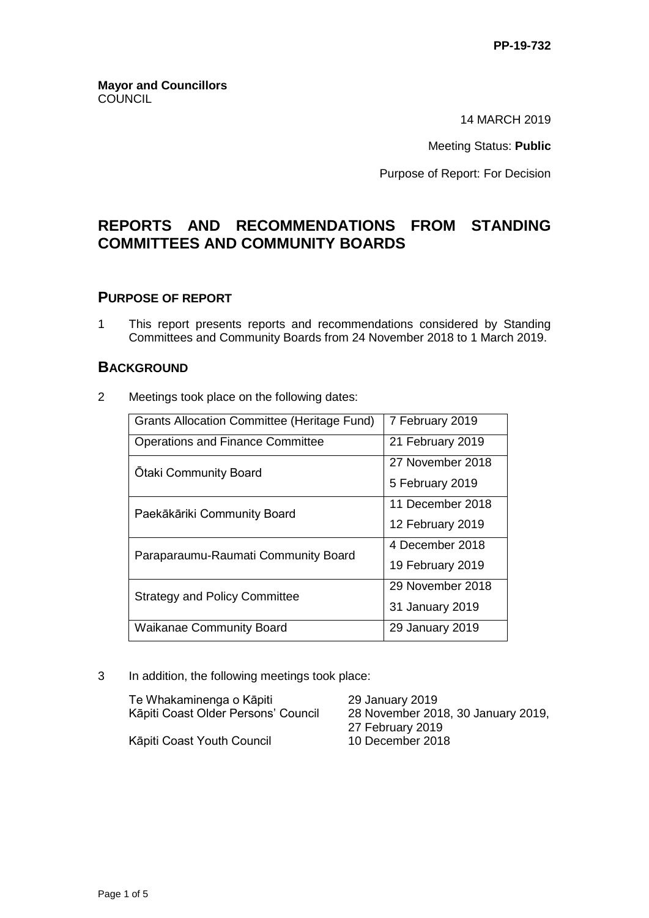PP-19-732

**Mayor and Councillors**
COUNCIL

14 MARCH 2019

Meeting Status: **Public**

Purpose of Report: For Decision

# REPORTS AND RECOMMENDATIONS FROM STANDING COMMITTEES AND COMMUNITY BOARDS

## PURPOSE OF REPORT

1 This report presents reports and recommendations considered by Standing Committees and Community Boards from 24 November 2018 to 1 March 2019.

## BACKGROUND

2 Meetings took place on the following dates:

| Grants Allocation Committee (Heritage Fund) | 7 February 2019 |
|---|---|
| Operations and Finance Committee | 21 February 2019 |
| Ōtaki Community Board | 27 November 2018<br>5 February 2019 |
| Paekākāriki Community Board | 11 December 2018<br>12 February 2019 |
| Paraparaumu-Raumati Community Board | 4 December 2018<br>19 February 2019 |
| Strategy and Policy Committee | 29 November 2018<br>31 January 2019 |
| Waikanae Community Board | 29 January 2019 |

3 In addition, the following meetings took place:

| | |
|---|---|
| Te Whakaminenga o Kāpiti | 29 January 2019 |
| Kāpiti Coast Older Persons' Council | 28 November 2018, 30 January 2019, 27 February 2019 |
| Kāpiti Coast Youth Council | 10 December 2018 |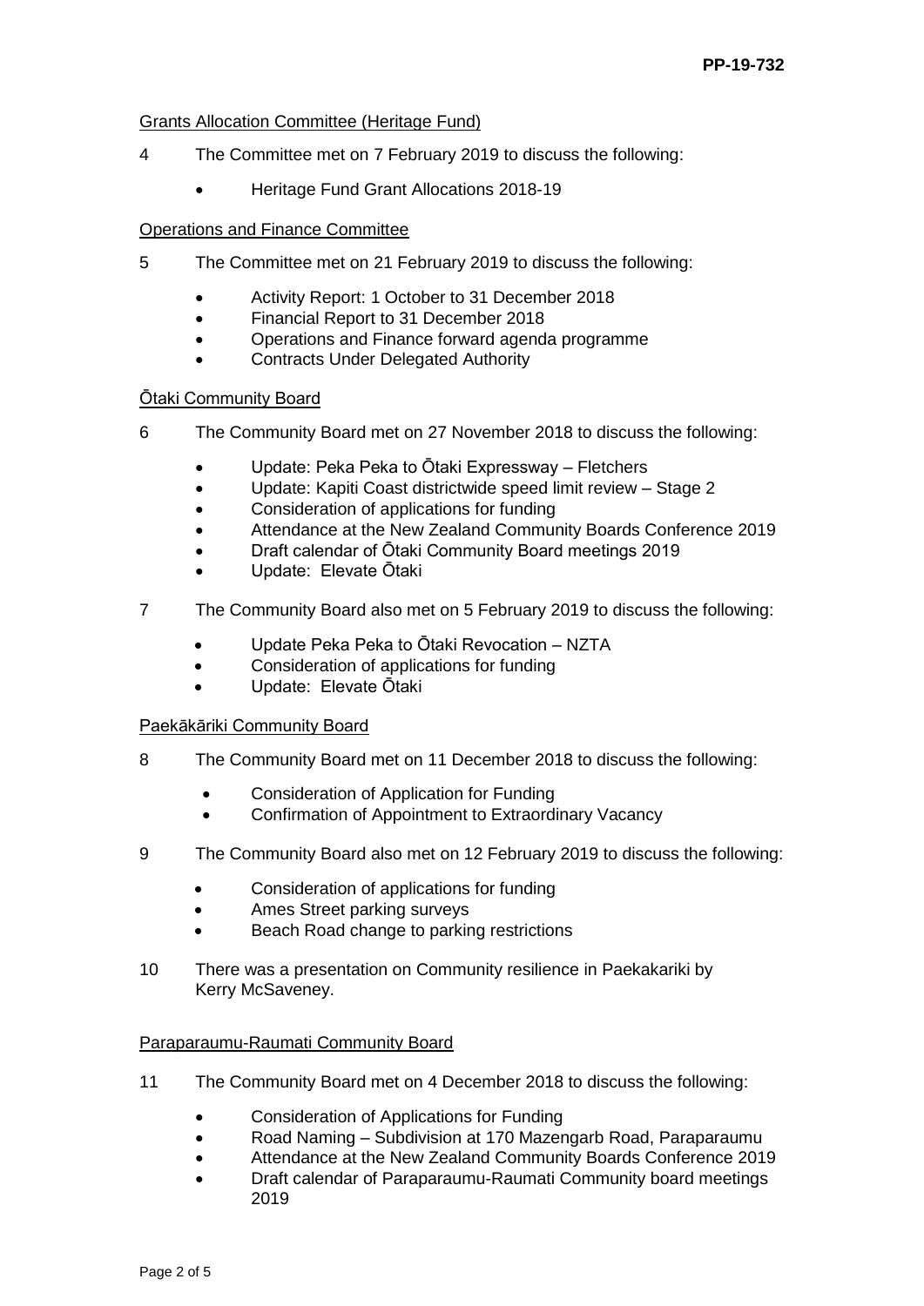Grants Allocation Committee (Heritage Fund)

4 The Committee met on 7 February 2019 to discuss the following:

- Heritage Fund Grant Allocations 2018-19

Operations and Finance Committee

5 The Committee met on 21 February 2019 to discuss the following:

- Activity Report: 1 October to 31 December 2018
- Financial Report to 31 December 2018
- Operations and Finance forward agenda programme
- Contracts Under Delegated Authority

Ōtaki Community Board

6 The Community Board met on 27 November 2018 to discuss the following:

- Update: Peka Peka to Ōtaki Expressway – Fletchers
- Update: Kapiti Coast districtwide speed limit review – Stage 2
- Consideration of applications for funding
- Attendance at the New Zealand Community Boards Conference 2019
- Draft calendar of Ōtaki Community Board meetings 2019
- Update: Elevate Ōtaki

7 The Community Board also met on 5 February 2019 to discuss the following:

- Update Peka Peka to Ōtaki Revocation – NZTA
- Consideration of applications for funding
- Update: Elevate Ōtaki

Paekākāriki Community Board

8 The Community Board met on 11 December 2018 to discuss the following:

- Consideration of Application for Funding
- Confirmation of Appointment to Extraordinary Vacancy

9 The Community Board also met on 12 February 2019 to discuss the following:

- Consideration of applications for funding
- Ames Street parking surveys
- Beach Road change to parking restrictions

10 There was a presentation on Community resilience in Paekakariki by Kerry McSaveney.

Paraparaumu-Raumati Community Board

11 The Community Board met on 4 December 2018 to discuss the following:

- Consideration of Applications for Funding
- Road Naming – Subdivision at 170 Mazengarb Road, Paraparaumu
- Attendance at the New Zealand Community Boards Conference 2019
- Draft calendar of Paraparaumu-Raumati Community board meetings 2019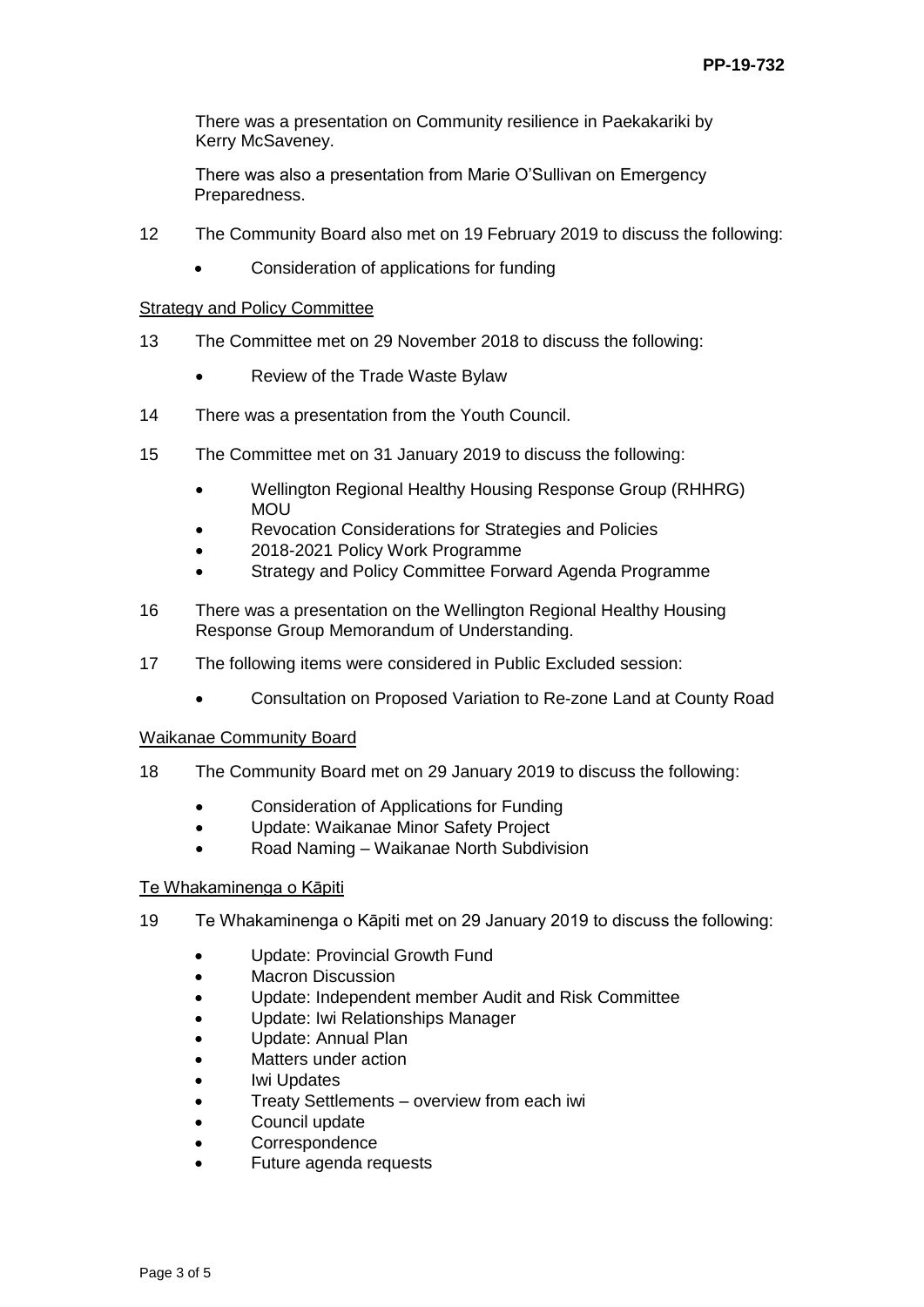There was a presentation on Community resilience in Paekakariki by Kerry McSaveney.

There was also a presentation from Marie O'Sullivan on Emergency Preparedness.

12 The Community Board also met on 19 February 2019 to discuss the following:

- Consideration of applications for funding

<u>Strategy and Policy Committee</u>

13 The Committee met on 29 November 2018 to discuss the following:

- Review of the Trade Waste Bylaw

14 There was a presentation from the Youth Council.

15 The Committee met on 31 January 2019 to discuss the following:

- Wellington Regional Healthy Housing Response Group (RHHRG) MOU
- Revocation Considerations for Strategies and Policies
- 2018-2021 Policy Work Programme
- Strategy and Policy Committee Forward Agenda Programme

16 There was a presentation on the Wellington Regional Healthy Housing Response Group Memorandum of Understanding.

17 The following items were considered in Public Excluded session:

- Consultation on Proposed Variation to Re-zone Land at County Road

<u>Waikanae Community Board</u>

18 The Community Board met on 29 January 2019 to discuss the following:

- Consideration of Applications for Funding
- Update: Waikanae Minor Safety Project
- Road Naming – Waikanae North Subdivision

<u>Te Whakaminenga o Kāpiti</u>

19 Te Whakaminenga o Kāpiti met on 29 January 2019 to discuss the following:

- Update: Provincial Growth Fund
- Macron Discussion
- Update: Independent member Audit and Risk Committee
- Update: Iwi Relationships Manager
- Update: Annual Plan
- Matters under action
- Iwi Updates
- Treaty Settlements – overview from each iwi
- Council update
- Correspondence
- Future agenda requests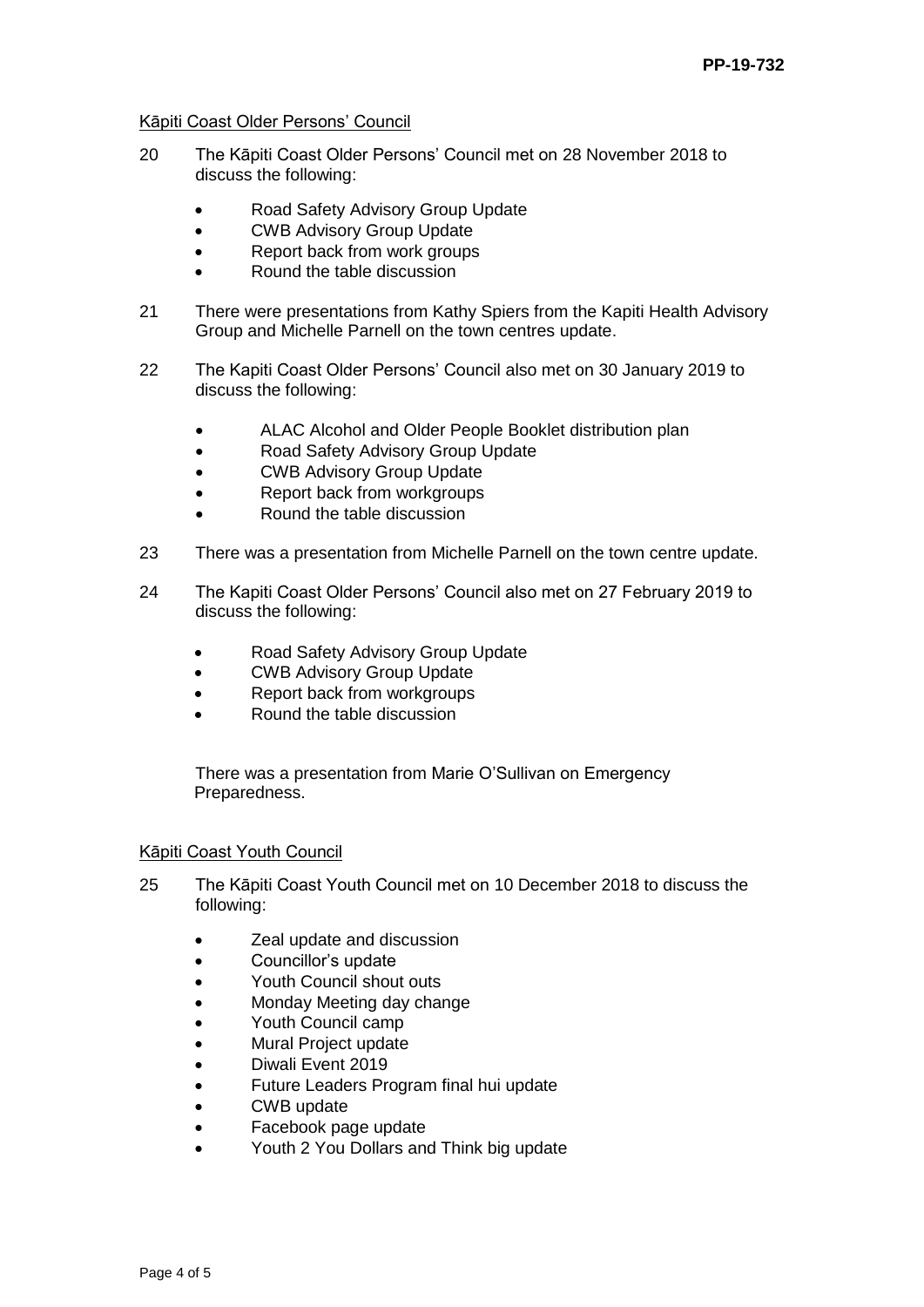Kāpiti Coast Older Persons' Council

20 The Kāpiti Coast Older Persons' Council met on 28 November 2018 to discuss the following:

- Road Safety Advisory Group Update
- CWB Advisory Group Update
- Report back from work groups
- Round the table discussion

21 There were presentations from Kathy Spiers from the Kapiti Health Advisory Group and Michelle Parnell on the town centres update.

22 The Kapiti Coast Older Persons' Council also met on 30 January 2019 to discuss the following:

- ALAC Alcohol and Older People Booklet distribution plan
- Road Safety Advisory Group Update
- CWB Advisory Group Update
- Report back from workgroups
- Round the table discussion

23 There was a presentation from Michelle Parnell on the town centre update.

24 The Kapiti Coast Older Persons' Council also met on 27 February 2019 to discuss the following:

- Road Safety Advisory Group Update
- CWB Advisory Group Update
- Report back from workgroups
- Round the table discussion

There was a presentation from Marie O'Sullivan on Emergency Preparedness.

Kāpiti Coast Youth Council

25 The Kāpiti Coast Youth Council met on 10 December 2018 to discuss the following:

- Zeal update and discussion
- Councillor's update
- Youth Council shout outs
- Monday Meeting day change
- Youth Council camp
- Mural Project update
- Diwali Event 2019
- Future Leaders Program final hui update
- CWB update
- Facebook page update
- Youth 2 You Dollars and Think big update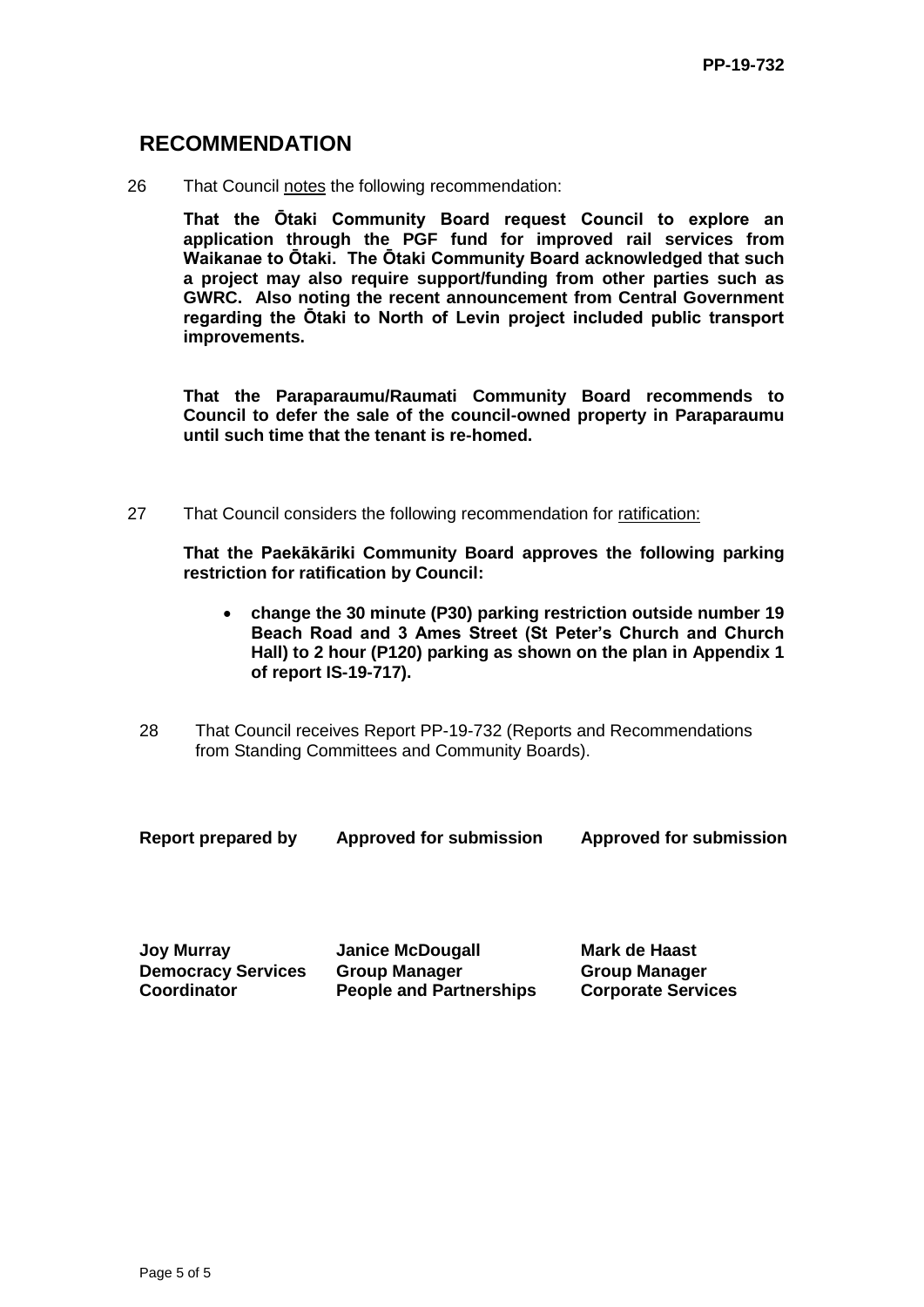## RECOMMENDATION

26 That Council notes the following recommendation:

**That the Ōtaki Community Board request Council to explore an application through the PGF fund for improved rail services from Waikanae to Ōtaki. The Ōtaki Community Board acknowledged that such a project may also require support/funding from other parties such as GWRC. Also noting the recent announcement from Central Government regarding the Ōtaki to North of Levin project included public transport improvements.**

**That the Paraparaumu/Raumati Community Board recommends to Council to defer the sale of the council-owned property in Paraparaumu until such time that the tenant is re-homed.**

27 That Council considers the following recommendation for ratification:

**That the Paekākāriki Community Board approves the following parking restriction for ratification by Council:**

- **change the 30 minute (P30) parking restriction outside number 19 Beach Road and 3 Ames Street (St Peter's Church and Church Hall) to 2 hour (P120) parking as shown on the plan in Appendix 1 of report IS-19-717).**

28 That Council receives Report PP-19-732 (Reports and Recommendations from Standing Committees and Community Boards).

| Report prepared by | Approved for submission | Approved for submission |
| --- | --- | --- |
| **Joy Murray**<br>**Democracy Services Coordinator** | **Janice McDougall**<br>**Group Manager**<br>**People and Partnerships** | **Mark de Haast**<br>**Group Manager**<br>**Corporate Services** |